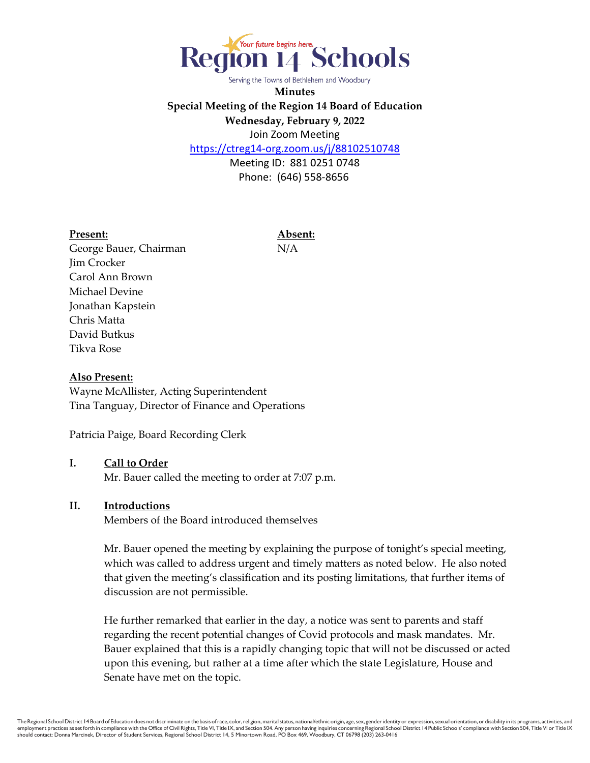# Region 14 Schools

Your future begins here.

Serving the Towns of Bethlehem and Woodbury

**Minutes**
**Special Meeting of the Region 14 Board of Education**
**Wednesday, February 9, 2022**
Join Zoom Meeting
https://ctreg14-org.zoom.us/j/88102510748
Meeting ID: 881 0251 0748
Phone: (646) 558-8656

**Present:**
George Bauer, Chairman
Jim Crocker
Carol Ann Brown
Michael Devine
Jonathan Kapstein
Chris Matta
David Butkus
Tikva Rose

**Absent:**
N/A

**Also Present:**
Wayne McAllister, Acting Superintendent
Tina Tanguay, Director of Finance and Operations

Patricia Paige, Board Recording Clerk

## I. Call to Order

Mr. Bauer called the meeting to order at 7:07 p.m.

## II. Introductions

Members of the Board introduced themselves

Mr. Bauer opened the meeting by explaining the purpose of tonight's special meeting, which was called to address urgent and timely matters as noted below. He also noted that given the meeting's classification and its posting limitations, that further items of discussion are not permissible.

He further remarked that earlier in the day, a notice was sent to parents and staff regarding the recent potential changes of Covid protocols and mask mandates. Mr. Bauer explained that this is a rapidly changing topic that will not be discussed or acted upon this evening, but rather at a time after which the state Legislature, House and Senate have met on the topic.

The Regional School District 14 Board of Education does not discriminate on the basis of race, color, religion, marital status, national/ethnic origin, age, sex, gender identity or expression, sexual orientation, or disability in its programs, activities, and employment practices as set forth in compliance with the Office of Civil Rights, Title VI, Title IX, and Section 504. Any person having inquiries concerning Regional School District 14 Public Schools' compliance with Section 504, Title VI or Title IX should contact: Donna Marcinek, Director of Student Services, Regional School District 14, 5 Minortown Road, PO Box 469, Woodbury, CT 06798 (203) 263-0416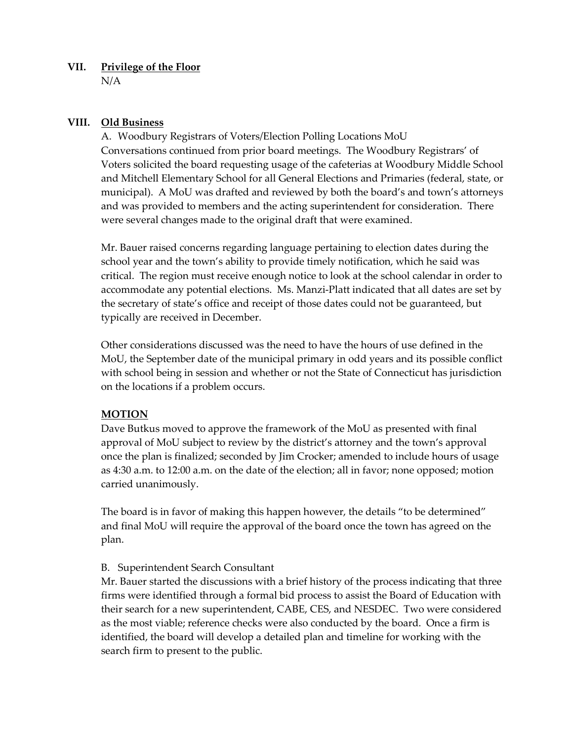## VII. Privilege of the Floor

N/A

## VIII. Old Business

A. Woodbury Registrars of Voters/Election Polling Locations MoU

Conversations continued from prior board meetings. The Woodbury Registrars' of Voters solicited the board requesting usage of the cafeterias at Woodbury Middle School and Mitchell Elementary School for all General Elections and Primaries (federal, state, or municipal). A MoU was drafted and reviewed by both the board's and town's attorneys and was provided to members and the acting superintendent for consideration. There were several changes made to the original draft that were examined.

Mr. Bauer raised concerns regarding language pertaining to election dates during the school year and the town's ability to provide timely notification, which he said was critical. The region must receive enough notice to look at the school calendar in order to accommodate any potential elections. Ms. Manzi-Platt indicated that all dates are set by the secretary of state's office and receipt of those dates could not be guaranteed, but typically are received in December.

Other considerations discussed was the need to have the hours of use defined in the MoU, the September date of the municipal primary in odd years and its possible conflict with school being in session and whether or not the State of Connecticut has jurisdiction on the locations if a problem occurs.

**MOTION**

Dave Butkus moved to approve the framework of the MoU as presented with final approval of MoU subject to review by the district's attorney and the town's approval once the plan is finalized; seconded by Jim Crocker; amended to include hours of usage as 4:30 a.m. to 12:00 a.m. on the date of the election; all in favor; none opposed; motion carried unanimously.

The board is in favor of making this happen however, the details "to be determined" and final MoU will require the approval of the board once the town has agreed on the plan.

B. Superintendent Search Consultant

Mr. Bauer started the discussions with a brief history of the process indicating that three firms were identified through a formal bid process to assist the Board of Education with their search for a new superintendent, CABE, CES, and NESDEC. Two were considered as the most viable; reference checks were also conducted by the board. Once a firm is identified, the board will develop a detailed plan and timeline for working with the search firm to present to the public.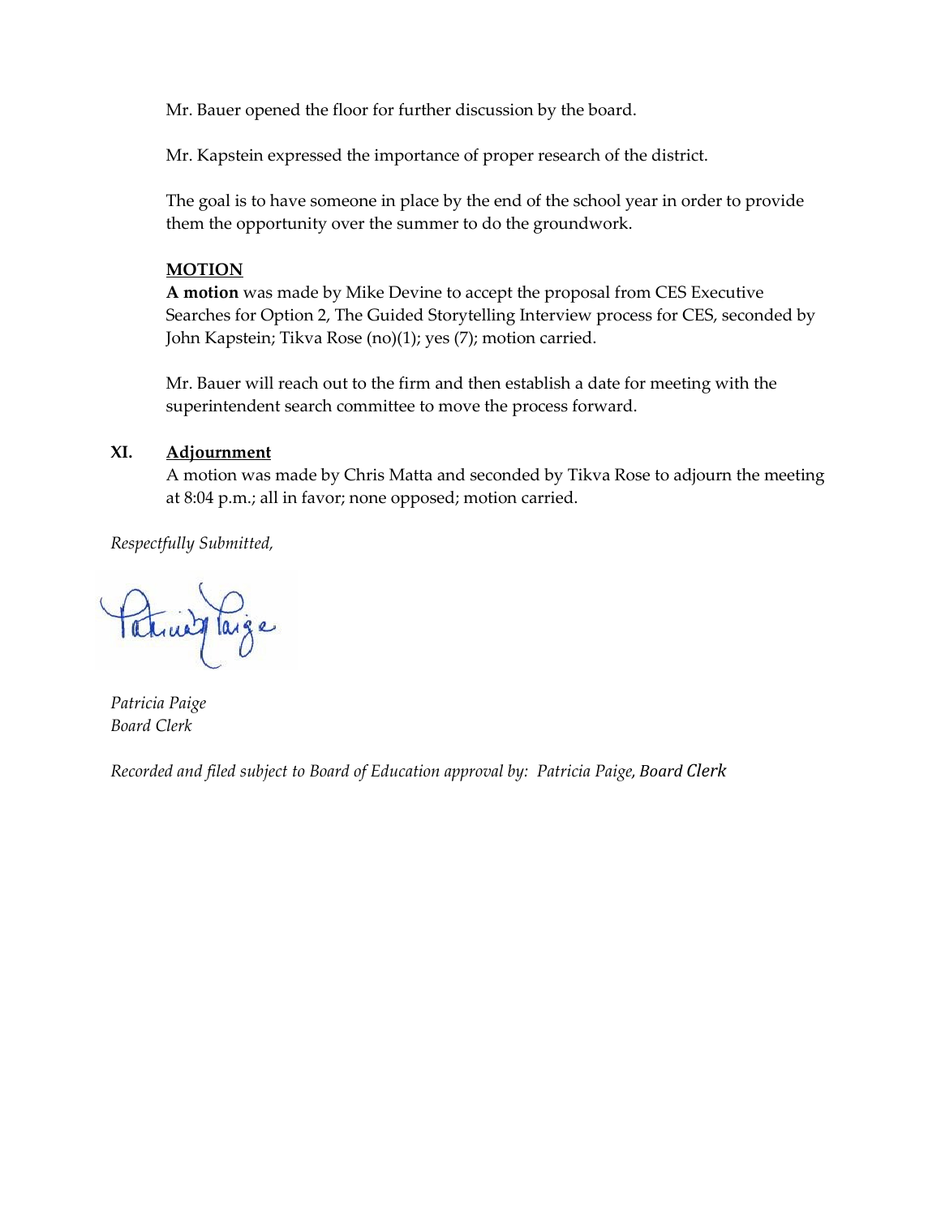Mr. Bauer opened the floor for further discussion by the board.

Mr. Kapstein expressed the importance of proper research of the district.

The goal is to have someone in place by the end of the school year in order to provide them the opportunity over the summer to do the groundwork.

**MOTION**

**A motion** was made by Mike Devine to accept the proposal from CES Executive Searches for Option 2, The Guided Storytelling Interview process for CES, seconded by John Kapstein; Tikva Rose (no)(1); yes (7); motion carried.

Mr. Bauer will reach out to the firm and then establish a date for meeting with the superintendent search committee to move the process forward.

## XI. Adjournment

A motion was made by Chris Matta and seconded by Tikva Rose to adjourn the meeting at 8:04 p.m.; all in favor; none opposed; motion carried.

*Respectfully Submitted,*

*Patricia Paige*
*Board Clerk*

*Recorded and filed subject to Board of Education approval by: Patricia Paige, Board Clerk*